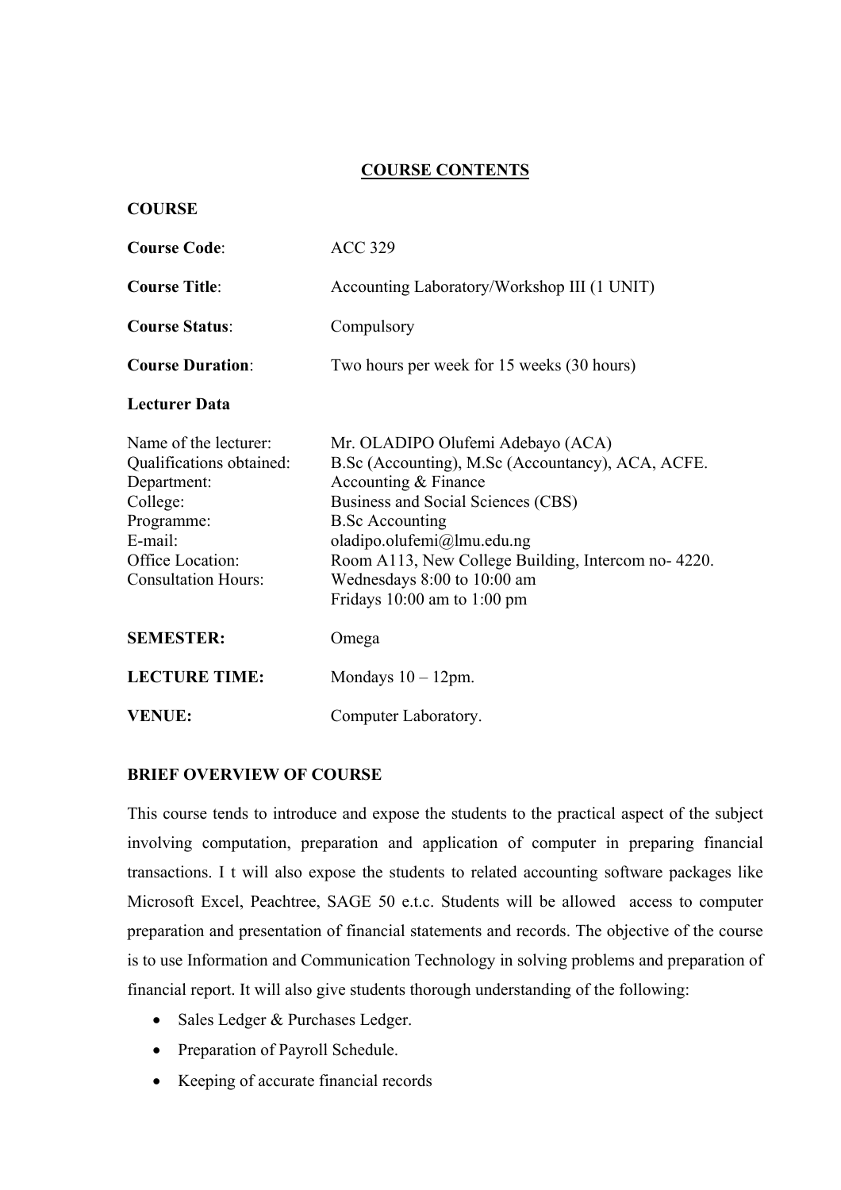## COURSE CONTENTS

**COURSE**

**Course Code**: ACC 329

**Course Title**: Accounting Laboratory/Workshop III (1 UNIT)

**Course Status**: Compulsory

**Course Duration**: Two hours per week for 15 weeks (30 hours)

**Lecturer Data**

Name of the lecturer: Mr. OLADIPO Olufemi Adebayo (ACA)
Qualifications obtained: B.Sc (Accounting), M.Sc (Accountancy), ACA, ACFE.
Department: Accounting & Finance
College: Business and Social Sciences (CBS)
Programme: B.Sc Accounting
E-mail: oladipo.olufemi@lmu.edu.ng
Office Location: Room A113, New College Building, Intercom no- 4220.
Consultation Hours: Wednesdays 8:00 to 10:00 am
Fridays 10:00 am to 1:00 pm

**SEMESTER:** Omega

**LECTURE TIME:** Mondays 10 – 12pm.

**VENUE:** Computer Laboratory.

**BRIEF OVERVIEW OF COURSE**

This course tends to introduce and expose the students to the practical aspect of the subject involving computation, preparation and application of computer in preparing financial transactions. I t will also expose the students to related accounting software packages like Microsoft Excel, Peachtree, SAGE 50 e.t.c. Students will be allowed access to computer preparation and presentation of financial statements and records. The objective of the course is to use Information and Communication Technology in solving problems and preparation of financial report. It will also give students thorough understanding of the following:

- Sales Ledger & Purchases Ledger.
- Preparation of Payroll Schedule.
- Keeping of accurate financial records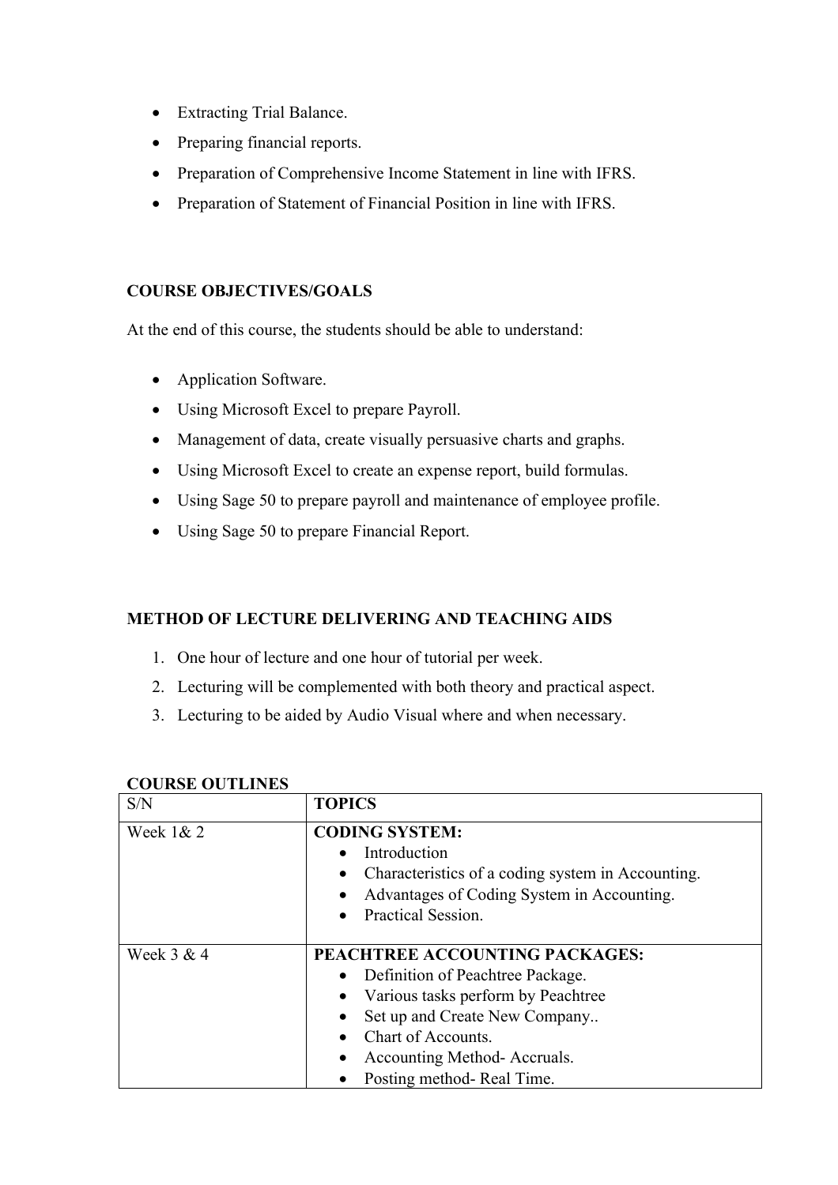- Extracting Trial Balance.
- Preparing financial reports.
- Preparation of Comprehensive Income Statement in line with IFRS.
- Preparation of Statement of Financial Position in line with IFRS.

**COURSE OBJECTIVES/GOALS**

At the end of this course, the students should be able to understand:

- Application Software.
- Using Microsoft Excel to prepare Payroll.
- Management of data, create visually persuasive charts and graphs.
- Using Microsoft Excel to create an expense report, build formulas.
- Using Sage 50 to prepare payroll and maintenance of employee profile.
- Using Sage 50 to prepare Financial Report.

**METHOD OF LECTURE DELIVERING AND TEACHING AIDS**

1. One hour of lecture and one hour of tutorial per week.
2. Lecturing will be complemented with both theory and practical aspect.
3. Lecturing to be aided by Audio Visual where and when necessary.

**COURSE OUTLINES**

| S/N | TOPICS |
|---|---|
| Week 1& 2 | **CODING SYSTEM:**<br>• Introduction<br>• Characteristics of a coding system in Accounting.<br>• Advantages of Coding System in Accounting.<br>• Practical Session. |
| Week 3 & 4 | **PEACHTREE ACCOUNTING PACKAGES:**<br>• Definition of Peachtree Package.<br>• Various tasks perform by Peachtree<br>• Set up and Create New Company..<br>• Chart of Accounts.<br>• Accounting Method- Accruals.<br>• Posting method- Real Time. |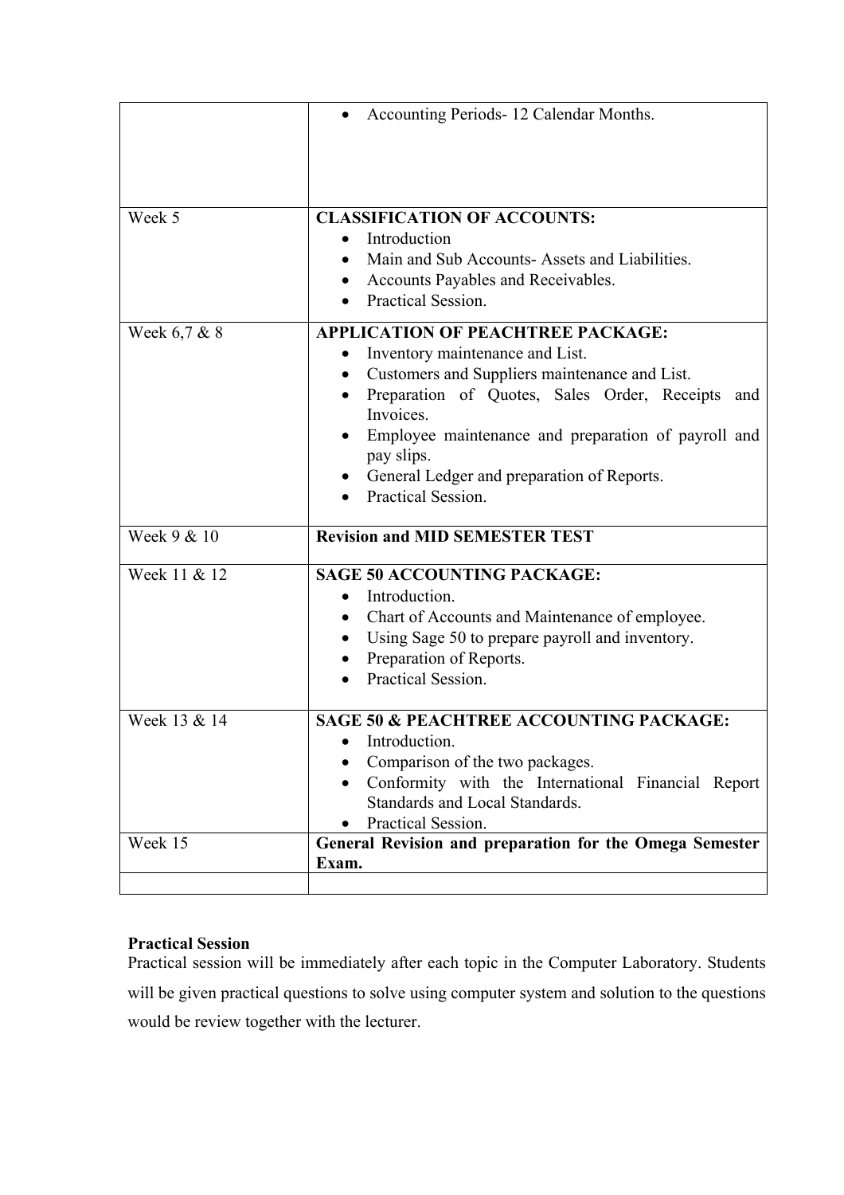| | |
|---|---|
| | • Accounting Periods- 12 Calendar Months. |
| Week 5 | **CLASSIFICATION OF ACCOUNTS:**<br>• Introduction<br>• Main and Sub Accounts- Assets and Liabilities.<br>• Accounts Payables and Receivables.<br>• Practical Session. |
| Week 6,7 & 8 | **APPLICATION OF PEACHTREE PACKAGE:**<br>• Inventory maintenance and List.<br>• Customers and Suppliers maintenance and List.<br>• Preparation of Quotes, Sales Order, Receipts and Invoices.<br>• Employee maintenance and preparation of payroll and pay slips.<br>• General Ledger and preparation of Reports.<br>• Practical Session. |
| Week 9 & 10 | **Revision and MID SEMESTER TEST** |
| Week 11 & 12 | **SAGE 50 ACCOUNTING PACKAGE:**<br>• Introduction.<br>• Chart of Accounts and Maintenance of employee.<br>• Using Sage 50 to prepare payroll and inventory.<br>• Preparation of Reports.<br>• Practical Session. |
| Week 13 & 14 | **SAGE 50 & PEACHTREE ACCOUNTING PACKAGE:**<br>• Introduction.<br>• Comparison of the two packages.<br>• Conformity with the International Financial Report Standards and Local Standards.<br>• Practical Session. |
| Week 15 | **General Revision and preparation for the Omega Semester Exam.** |
| | |

**Practical Session**

Practical session will be immediately after each topic in the Computer Laboratory. Students will be given practical questions to solve using computer system and solution to the questions would be review together with the lecturer.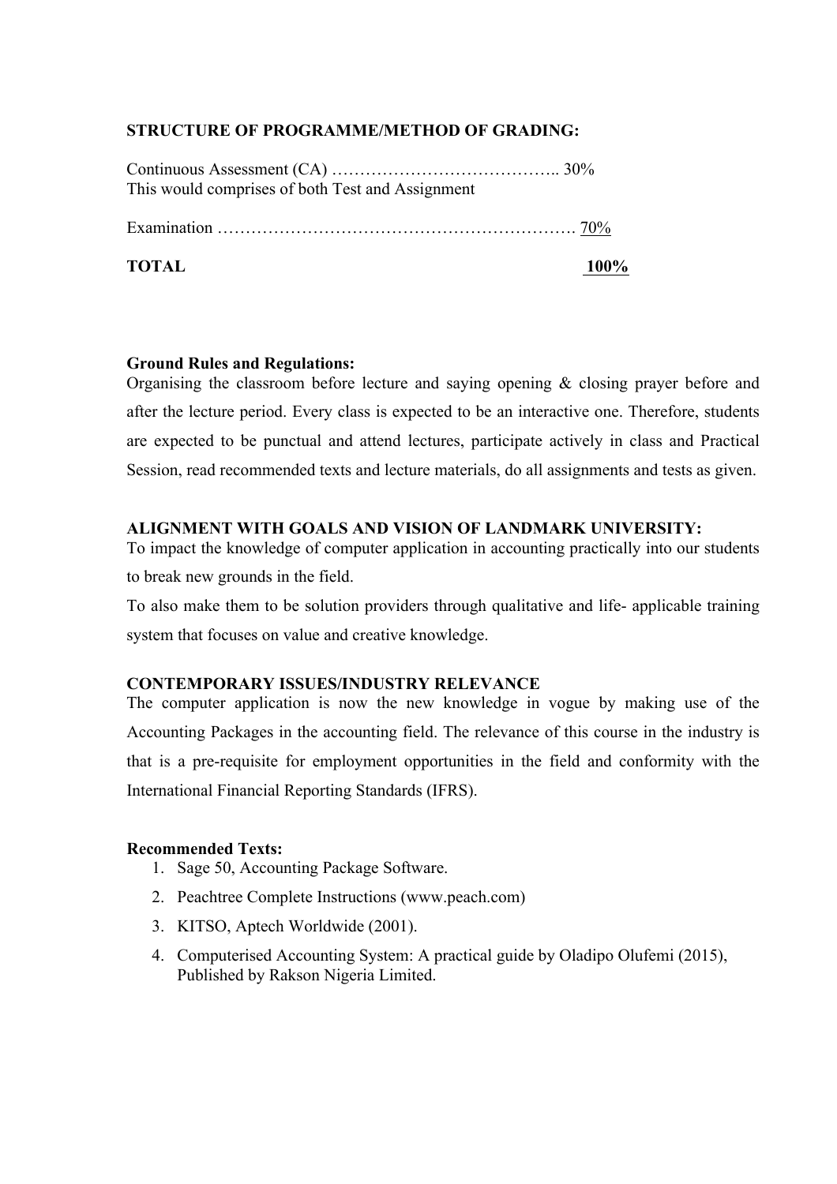**STRUCTURE OF PROGRAMME/METHOD OF GRADING:**

Continuous Assessment (CA) ………………………………….. 30%
This would comprises of both Test and Assignment

Examination ………………………………………………………. 70%

**TOTAL 100%**

**Ground Rules and Regulations:**
Organising the classroom before lecture and saying opening & closing prayer before and after the lecture period. Every class is expected to be an interactive one. Therefore, students are expected to be punctual and attend lectures, participate actively in class and Practical Session, read recommended texts and lecture materials, do all assignments and tests as given.

**ALIGNMENT WITH GOALS AND VISION OF LANDMARK UNIVERSITY:**
To impact the knowledge of computer application in accounting practically into our students to break new grounds in the field.
To also make them to be solution providers through qualitative and life- applicable training system that focuses on value and creative knowledge.

**CONTEMPORARY ISSUES/INDUSTRY RELEVANCE**
The computer application is now the new knowledge in vogue by making use of the Accounting Packages in the accounting field. The relevance of this course in the industry is that is a pre-requisite for employment opportunities in the field and conformity with the International Financial Reporting Standards (IFRS).

**Recommended Texts:**

1. Sage 50, Accounting Package Software.
2. Peachtree Complete Instructions (www.peach.com)
3. KITSO, Aptech Worldwide (2001).
4. Computerised Accounting System: A practical guide by Oladipo Olufemi (2015), Published by Rakson Nigeria Limited.